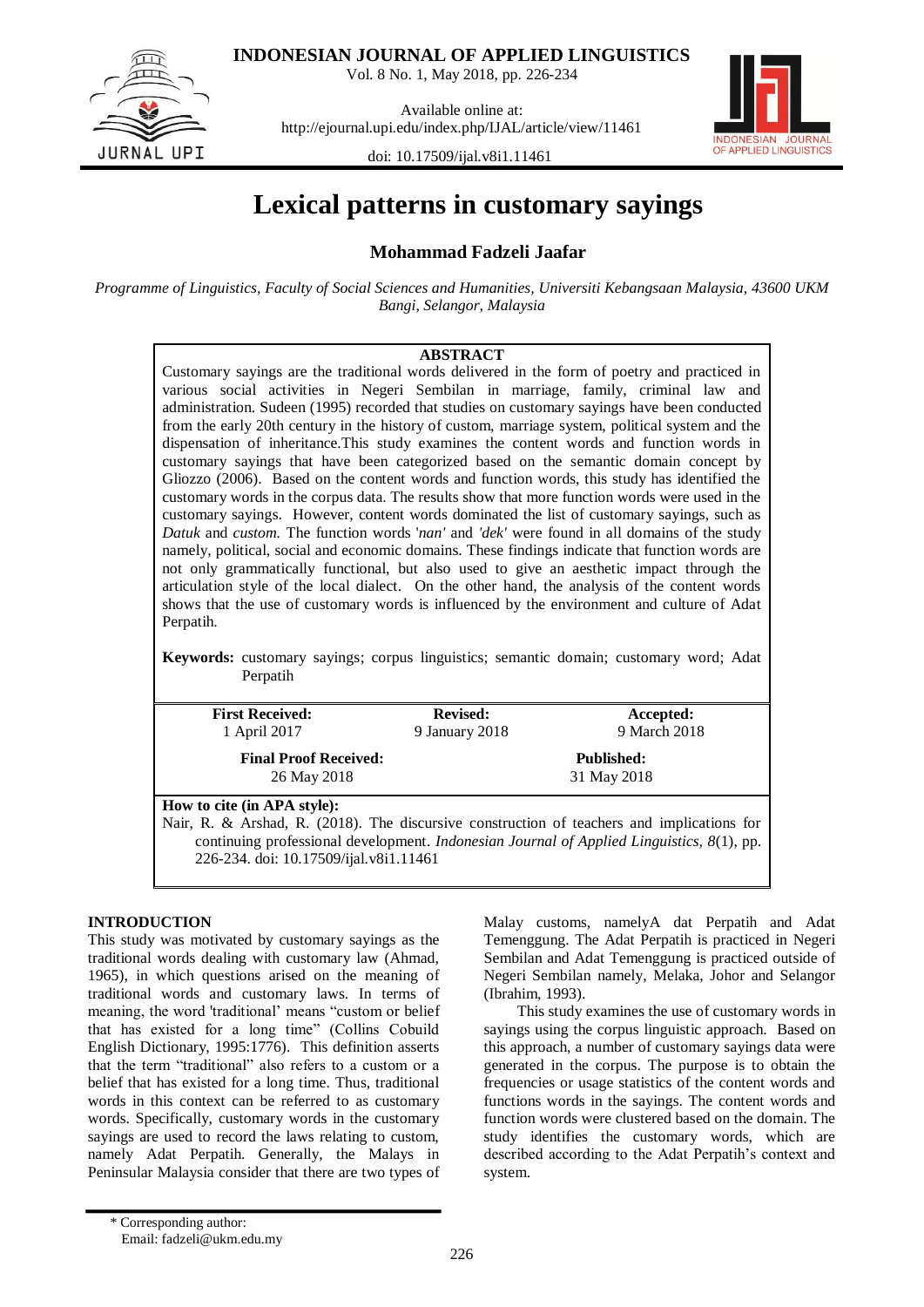# Lexical patterns in customary sayings

**Mohammad Fadzeli Jaafar**

*Programme of Linguistics, Faculty of Social Sciences and Humanities, Universiti Kebangsaan Malaysia, 43600 UKM Bangi, Selangor, Malaysia*

**ABSTRACT**

Customary sayings are the traditional words delivered in the form of poetry and practiced in various social activities in Negeri Sembilan in marriage, family, criminal law and administration. Sudeen (1995) recorded that studies on customary sayings have been conducted from the early 20th century in the history of custom, marriage system, political system and the dispensation of inheritance.This study examines the content words and function words in customary sayings that have been categorized based on the semantic domain concept by Gliozzo (2006). Based on the content words and function words, this study has identified the customary words in the corpus data. The results show that more function words were used in the customary sayings. However, content words dominated the list of customary sayings, such as *Datuk* and *custom.* The function words '*nan'* and *'dek'* were found in all domains of the study namely, political, social and economic domains. These findings indicate that function words are not only grammatically functional, but also used to give an aesthetic impact through the articulation style of the local dialect. On the other hand, the analysis of the content words shows that the use of customary words is influenced by the environment and culture of Adat Perpatih.

**Keywords:** customary sayings; corpus linguistics; semantic domain; customary word; Adat Perpatih

| **First Received:** | **Revised:** | **Accepted:** |
|---|---|---|
| 1 April 2017 | 9 January 2018 | 9 March 2018 |
| **Final Proof Received:** | | **Published:** |
| 26 May 2018 | | 31 May 2018 |

**How to cite (in APA style):**

Nair, R. & Arshad, R. (2018). The discursive construction of teachers and implications for continuing professional development. *Indonesian Journal of Applied Linguistics, 8*(1), pp. 226-234. doi: 10.17509/ijal.v8i1.11461

## INTRODUCTION

This study was motivated by customary sayings as the traditional words dealing with customary law (Ahmad, 1965), in which questions arised on the meaning of traditional words and customary laws. In terms of meaning, the word 'traditional' means "custom or belief that has existed for a long time" (Collins Cobuild English Dictionary, 1995:1776). This definition asserts that the term "traditional" also refers to a custom or a belief that has existed for a long time. Thus, traditional words in this context can be referred to as customary words. Specifically, customary words in the customary sayings are used to record the laws relating to custom, namely Adat Perpatih. Generally, the Malays in Peninsular Malaysia consider that there are two types of Malay customs, namelyA dat Perpatih and Adat Temenggung. The Adat Perpatih is practiced in Negeri Sembilan and Adat Temenggung is practiced outside of Negeri Sembilan namely, Melaka, Johor and Selangor (Ibrahim, 1993).

This study examines the use of customary words in sayings using the corpus linguistic approach. Based on this approach, a number of customary sayings data were generated in the corpus. The purpose is to obtain the frequencies or usage statistics of the content words and functions words in the sayings. The content words and function words were clustered based on the domain. The study identifies the customary words, which are described according to the Adat Perpatih's context and system.

* Corresponding author:
Email: fadzeli@ukm.edu.my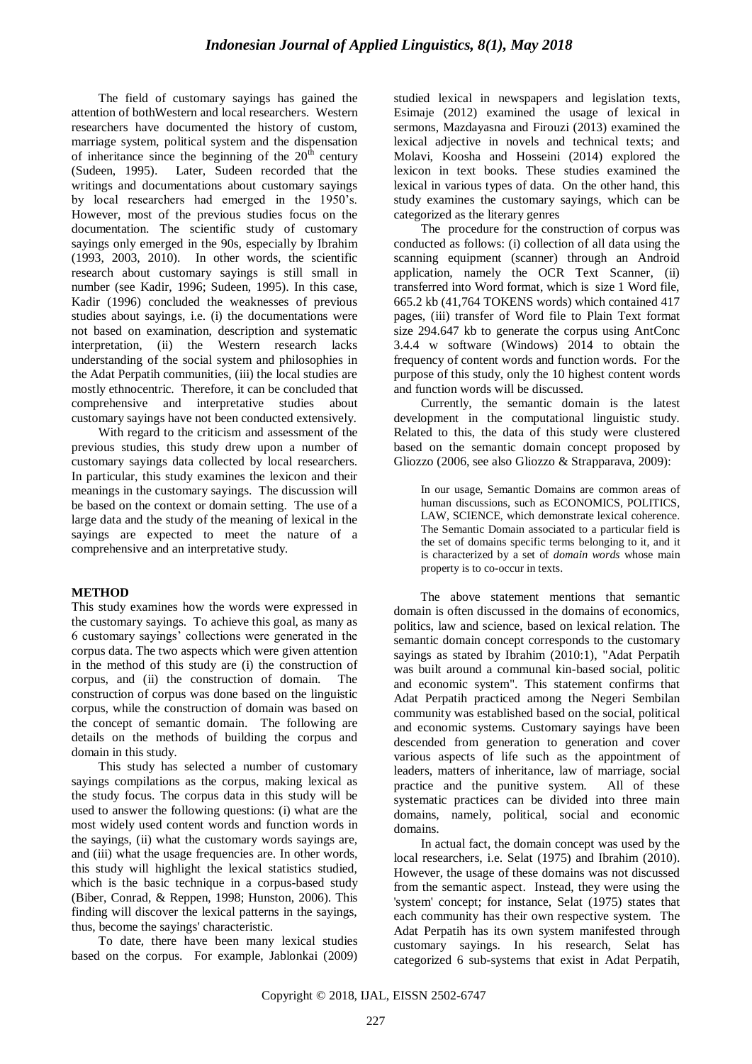The field of customary sayings has gained the attention of bothWestern and local researchers. Western researchers have documented the history of custom, marriage system, political system and the dispensation of inheritance since the beginning of the $20^{th}$ century (Sudeen, 1995). Later, Sudeen recorded that the writings and documentations about customary sayings by local researchers had emerged in the 1950's. However, most of the previous studies focus on the documentation. The scientific study of customary sayings only emerged in the 90s, especially by Ibrahim (1993, 2003, 2010). In other words, the scientific research about customary sayings is still small in number (see Kadir, 1996; Sudeen, 1995). In this case, Kadir (1996) concluded the weaknesses of previous studies about sayings, i.e. (i) the documentations were not based on examination, description and systematic interpretation, (ii) the Western research lacks understanding of the social system and philosophies in the Adat Perpatih communities, (iii) the local studies are mostly ethnocentric. Therefore, it can be concluded that comprehensive and interpretative studies about customary sayings have not been conducted extensively.

With regard to the criticism and assessment of the previous studies, this study drew upon a number of customary sayings data collected by local researchers. In particular, this study examines the lexicon and their meanings in the customary sayings. The discussion will be based on the context or domain setting. The use of a large data and the study of the meaning of lexical in the sayings are expected to meet the nature of a comprehensive and an interpretative study.

## METHOD

This study examines how the words were expressed in the customary sayings. To achieve this goal, as many as 6 customary sayings' collections were generated in the corpus data. The two aspects which were given attention in the method of this study are (i) the construction of corpus, and (ii) the construction of domain. The construction of corpus was done based on the linguistic corpus, while the construction of domain was based on the concept of semantic domain. The following are details on the methods of building the corpus and domain in this study.

This study has selected a number of customary sayings compilations as the corpus, making lexical as the study focus. The corpus data in this study will be used to answer the following questions: (i) what are the most widely used content words and function words in the sayings, (ii) what the customary words sayings are, and (iii) what the usage frequencies are. In other words, this study will highlight the lexical statistics studied, which is the basic technique in a corpus-based study (Biber, Conrad, & Reppen, 1998; Hunston, 2006). This finding will discover the lexical patterns in the sayings, thus, become the sayings' characteristic.

To date, there have been many lexical studies based on the corpus. For example, Jablonkai (2009) studied lexical in newspapers and legislation texts, Esimaje (2012) examined the usage of lexical in sermons, Mazdayasna and Firouzi (2013) examined the lexical adjective in novels and technical texts; and Molavi, Koosha and Hosseini (2014) explored the lexicon in text books. These studies examined the lexical in various types of data. On the other hand, this study examines the customary sayings, which can be categorized as the literary genres

The procedure for the construction of corpus was conducted as follows: (i) collection of all data using the scanning equipment (scanner) through an Android application, namely the OCR Text Scanner, (ii) transferred into Word format, which is size 1 Word file, 665.2 kb (41,764 TOKENS words) which contained 417 pages, (iii) transfer of Word file to Plain Text format size 294.647 kb to generate the corpus using AntConc 3.4.4 w software (Windows) 2014 to obtain the frequency of content words and function words. For the purpose of this study, only the 10 highest content words and function words will be discussed.

Currently, the semantic domain is the latest development in the computational linguistic study. Related to this, the data of this study were clustered based on the semantic domain concept proposed by Gliozzo (2006, see also Gliozzo & Strapparava, 2009):

> In our usage, Semantic Domains are common areas of human discussions, such as ECONOMICS, POLITICS, LAW, SCIENCE, which demonstrate lexical coherence. The Semantic Domain associated to a particular field is the set of domains specific terms belonging to it, and it is characterized by a set of *domain words* whose main property is to co-occur in texts.

The above statement mentions that semantic domain is often discussed in the domains of economics, politics, law and science, based on lexical relation. The semantic domain concept corresponds to the customary sayings as stated by Ibrahim (2010:1), "Adat Perpatih was built around a communal kin-based social, politic and economic system". This statement confirms that Adat Perpatih practiced among the Negeri Sembilan community was established based on the social, political and economic systems. Customary sayings have been descended from generation to generation and cover various aspects of life such as the appointment of leaders, matters of inheritance, law of marriage, social practice and the punitive system. All of these systematic practices can be divided into three main domains, namely, political, social and economic domains.

In actual fact, the domain concept was used by the local researchers, i.e. Selat (1975) and Ibrahim (2010). However, the usage of these domains was not discussed from the semantic aspect. Instead, they were using the 'system' concept; for instance, Selat (1975) states that each community has their own respective system. The Adat Perpatih has its own system manifested through customary sayings. In his research, Selat has categorized 6 sub-systems that exist in Adat Perpatih,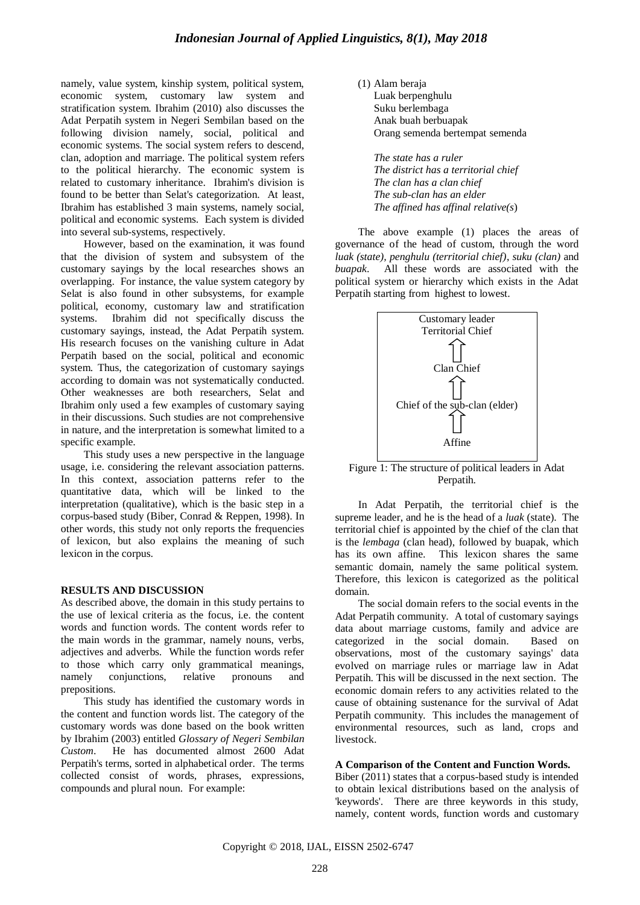namely, value system, kinship system, political system, economic system, customary law system and stratification system. Ibrahim (2010) also discusses the Adat Perpatih system in Negeri Sembilan based on the following division namely, social, political and economic systems. The social system refers to descend, clan, adoption and marriage. The political system refers to the political hierarchy. The economic system is related to customary inheritance. Ibrahim's division is found to be better than Selat's categorization. At least, Ibrahim has established 3 main systems, namely social, political and economic systems. Each system is divided into several sub-systems, respectively.

However, based on the examination, it was found that the division of system and subsystem of the customary sayings by the local researches shows an overlapping. For instance, the value system category by Selat is also found in other subsystems, for example political, economy, customary law and stratification systems. Ibrahim did not specifically discuss the customary sayings, instead, the Adat Perpatih system. His research focuses on the vanishing culture in Adat Perpatih based on the social, political and economic system. Thus, the categorization of customary sayings according to domain was not systematically conducted. Other weaknesses are both researchers, Selat and Ibrahim only used a few examples of customary saying in their discussions. Such studies are not comprehensive in nature, and the interpretation is somewhat limited to a specific example.

This study uses a new perspective in the language usage, i.e. considering the relevant association patterns. In this context, association patterns refer to the quantitative data, which will be linked to the interpretation (qualitative), which is the basic step in a corpus-based study (Biber, Conrad & Reppen, 1998). In other words, this study not only reports the frequencies of lexicon, but also explains the meaning of such lexicon in the corpus.

## RESULTS AND DISCUSSION

As described above, the domain in this study pertains to the use of lexical criteria as the focus, i.e. the content words and function words. The content words refer to the main words in the grammar, namely nouns, verbs, adjectives and adverbs. While the function words refer to those which carry only grammatical meanings, namely conjunctions, relative pronouns and prepositions.

This study has identified the customary words in the content and function words list. The category of the customary words was done based on the book written by Ibrahim (2003) entitled *Glossary of Negeri Sembilan Custom*. He has documented almost 2600 Adat Perpatih's terms, sorted in alphabetical order. The terms collected consist of words, phrases, expressions, compounds and plural noun. For example:

(1) Alam beraja
Luak berpenghulu
Suku berlembaga
Anak buah berbuapak
Orang semenda bertempat semenda

*The state has a ruler*
*The district has a territorial chief*
*The clan has a clan chief*
*The sub-clan has an elder*
*The affined has affinal relative(s)*

The above example (1) places the areas of governance of the head of custom, through the word *luak (state), penghulu (territorial chief)*, *suku (clan)* and *buapak*. All these words are associated with the political system or hierarchy which exists in the Adat Perpatih starting from highest to lowest.

Customary leader
Territorial Chief
⇧
Clan Chief
⇧
Chief of the sub-clan (elder)
⇧
Affine

Figure 1: The structure of political leaders in Adat Perpatih.

In Adat Perpatih, the territorial chief is the supreme leader, and he is the head of a *luak* (state). The territorial chief is appointed by the chief of the clan that is the *lembaga* (clan head), followed by buapak, which has its own affine. This lexicon shares the same semantic domain, namely the same political system. Therefore, this lexicon is categorized as the political domain.

The social domain refers to the social events in the Adat Perpatih community. A total of customary sayings data about marriage customs, family and advice are categorized in the social domain. Based on observations, most of the customary sayings' data evolved on marriage rules or marriage law in Adat Perpatih. This will be discussed in the next section. The economic domain refers to any activities related to the cause of obtaining sustenance for the survival of Adat Perpatih community. This includes the management of environmental resources, such as land, crops and livestock.

### A Comparison of the Content and Function Words.

Biber (2011) states that a corpus-based study is intended to obtain lexical distributions based on the analysis of 'keywords'. There are three keywords in this study, namely, content words, function words and customary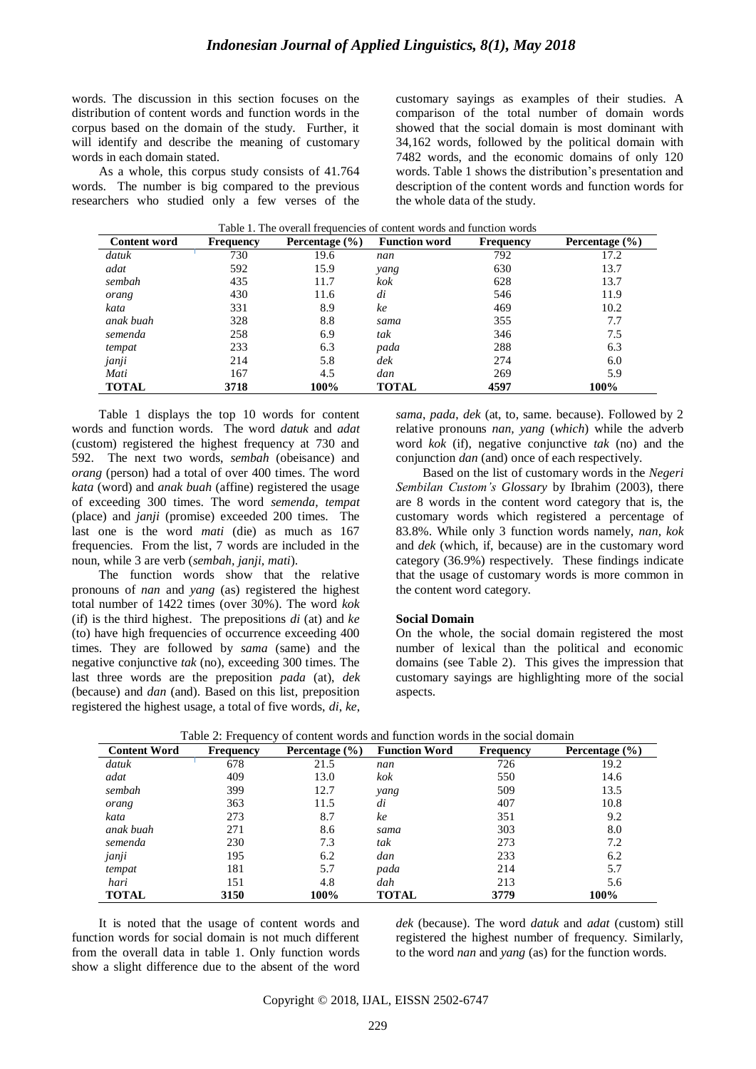words. The discussion in this section focuses on the distribution of content words and function words in the corpus based on the domain of the study. Further, it will identify and describe the meaning of customary words in each domain stated.

As a whole, this corpus study consists of 41.764 words. The number is big compared to the previous researchers who studied only a few verses of the customary sayings as examples of their studies. A comparison of the total number of domain words showed that the social domain is most dominant with 34,162 words, followed by the political domain with 7482 words, and the economic domains of only 120 words. Table 1 shows the distribution's presentation and description of the content words and function words for the whole data of the study.

Table 1. The overall frequencies of content words and function words

| Content word | Frequency | Percentage (%) | Function word | Frequency | Percentage (%) |
|---|---|---|---|---|---|
| *datuk* | 730 | 19.6 | *nan* | 792 | 17.2 |
| *adat* | 592 | 15.9 | *yang* | 630 | 13.7 |
| *sembah* | 435 | 11.7 | *kok* | 628 | 13.7 |
| *orang* | 430 | 11.6 | *di* | 546 | 11.9 |
| *kata* | 331 | 8.9 | *ke* | 469 | 10.2 |
| *anak buah* | 328 | 8.8 | *sama* | 355 | 7.7 |
| *semenda* | 258 | 6.9 | *tak* | 346 | 7.5 |
| *tempat* | 233 | 6.3 | *pada* | 288 | 6.3 |
| *janji* | 214 | 5.8 | *dek* | 274 | 6.0 |
| *Mati* | 167 | 4.5 | *dan* | 269 | 5.9 |
| **TOTAL** | **3718** | **100%** | **TOTAL** | **4597** | **100%** |

Table 1 displays the top 10 words for content words and function words. The word *datuk* and *adat* (custom) registered the highest frequency at 730 and 592. The next two words, *sembah* (obeisance) and *orang* (person) had a total of over 400 times. The word *kata* (word) and *anak buah* (affine) registered the usage of exceeding 300 times. The word *semenda, tempat* (place) and *janji* (promise) exceeded 200 times. The last one is the word *mati* (die) as much as 167 frequencies. From the list, 7 words are included in the noun, while 3 are verb (*sembah, janji, mati*).

The function words show that the relative pronouns of *nan* and *yang* (as) registered the highest total number of 1422 times (over 30%). The word *kok* (if) is the third highest. The prepositions *di* (at) and *ke* (to) have high frequencies of occurrence exceeding 400 times. They are followed by *sama* (same) and the negative conjunctive *tak* (no), exceeding 300 times. The last three words are the preposition *pada* (at), *dek* (because) and *dan* (and). Based on this list, preposition registered the highest usage, a total of five words, *di, ke, sama, pada, dek* (at, to, same. because). Followed by 2 relative pronouns *nan, yang* (*which*) while the adverb word *kok* (if), negative conjunctive *tak* (no) and the conjunction *dan* (and) once of each respectively.

Based on the list of customary words in the *Negeri Sembilan Custom's Glossary* by Ibrahim (2003), there are 8 words in the content word category that is, the customary words which registered a percentage of 83.8%. While only 3 function words namely, *nan, kok* and *dek* (which, if, because) are in the customary word category (36.9%) respectively. These findings indicate that the usage of customary words is more common in the content word category.

**Social Domain**

On the whole, the social domain registered the most number of lexical than the political and economic domains (see Table 2). This gives the impression that customary sayings are highlighting more of the social aspects.

Table 2: Frequency of content words and function words in the social domain

| Content Word | Frequency | Percentage (%) | Function Word | Frequency | Percentage (%) |
|---|---|---|---|---|---|
| *datuk* | 678 | 21.5 | *nan* | 726 | 19.2 |
| *adat* | 409 | 13.0 | *kok* | 550 | 14.6 |
| *sembah* | 399 | 12.7 | *yang* | 509 | 13.5 |
| *orang* | 363 | 11.5 | *di* | 407 | 10.8 |
| *kata* | 273 | 8.7 | *ke* | 351 | 9.2 |
| *anak buah* | 271 | 8.6 | *sama* | 303 | 8.0 |
| *semenda* | 230 | 7.3 | *tak* | 273 | 7.2 |
| *janji* | 195 | 6.2 | *dan* | 233 | 6.2 |
| *tempat* | 181 | 5.7 | *pada* | 214 | 5.7 |
| *hari* | 151 | 4.8 | *dah* | 213 | 5.6 |
| **TOTAL** | **3150** | **100%** | **TOTAL** | **3779** | **100%** |

It is noted that the usage of content words and function words for social domain is not much different from the overall data in table 1. Only function words show a slight difference due to the absent of the word *dek* (because). The word *datuk* and *adat* (custom) still registered the highest number of frequency. Similarly, to the word *nan* and *yang* (as) for the function words.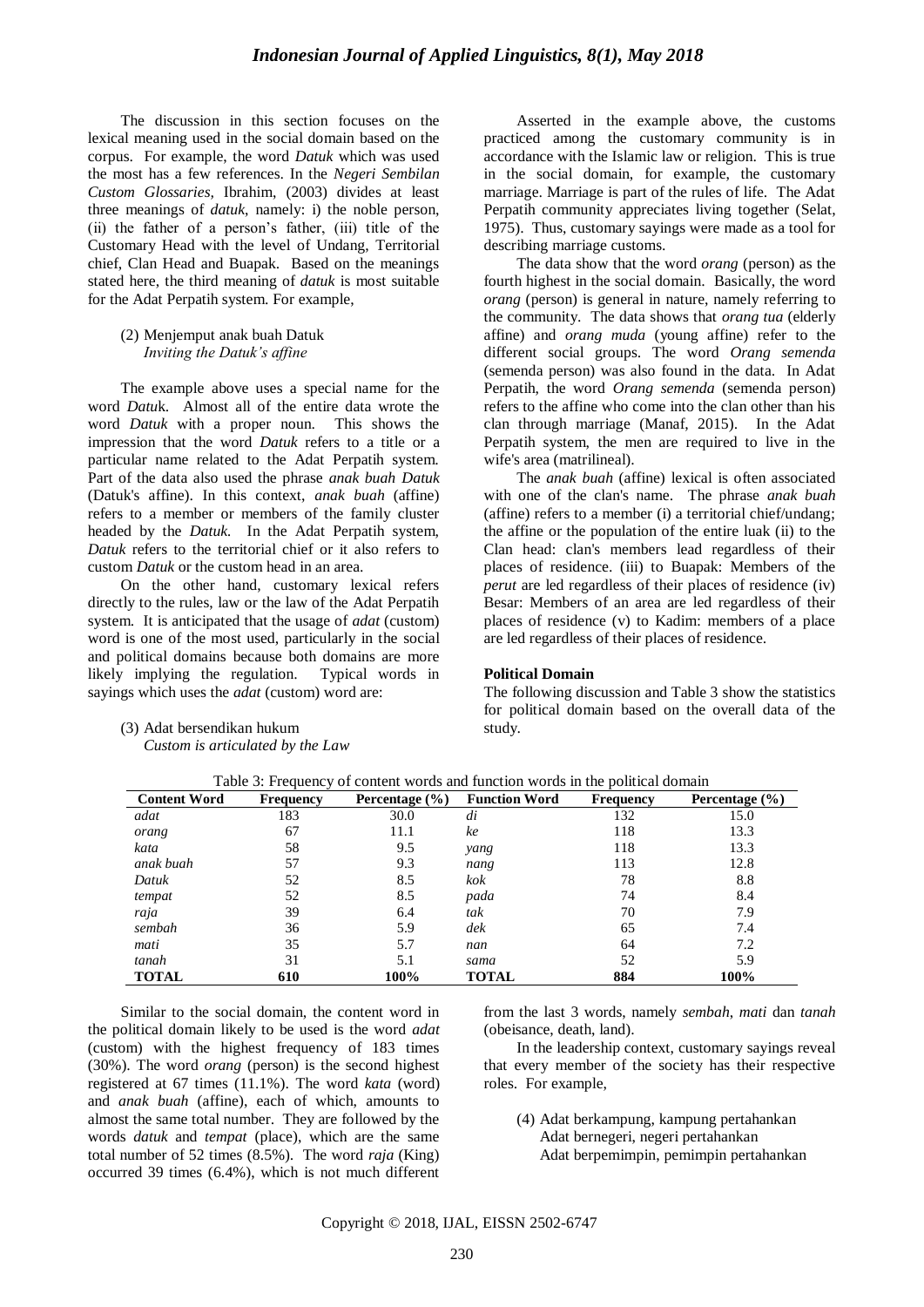The discussion in this section focuses on the lexical meaning used in the social domain based on the corpus. For example, the word *Datuk* which was used the most has a few references. In the *Negeri Sembilan Custom Glossaries*, Ibrahim, (2003) divides at least three meanings of *datuk*, namely: i) the noble person, (ii) the father of a person's father, (iii) title of the Customary Head with the level of Undang, Territorial chief, Clan Head and Buapak. Based on the meanings stated here, the third meaning of *datuk* is most suitable for the Adat Perpatih system. For example,

(2) Menjemput anak buah Datuk
*Inviting the Datuk's affine*

The example above uses a special name for the word *Datu*k. Almost all of the entire data wrote the word *Datuk* with a proper noun. This shows the impression that the word *Datuk* refers to a title or a particular name related to the Adat Perpatih system. Part of the data also used the phrase *anak buah Datuk* (Datuk's affine). In this context, *anak buah* (affine) refers to a member or members of the family cluster headed by the *Datuk.* In the Adat Perpatih system, *Datuk* refers to the territorial chief or it also refers to custom *Datuk* or the custom head in an area.

On the other hand, customary lexical refers directly to the rules, law or the law of the Adat Perpatih system. It is anticipated that the usage of *adat* (custom) word is one of the most used, particularly in the social and political domains because both domains are more likely implying the regulation. Typical words in sayings which uses the *adat* (custom) word are:

(3) Adat bersendikan hukum
*Custom is articulated by the Law*

Asserted in the example above, the customs practiced among the customary community is in accordance with the Islamic law or religion. This is true in the social domain, for example, the customary marriage. Marriage is part of the rules of life. The Adat Perpatih community appreciates living together (Selat, 1975). Thus, customary sayings were made as a tool for describing marriage customs.

The data show that the word *orang* (person) as the fourth highest in the social domain. Basically, the word *orang* (person) is general in nature, namely referring to the community. The data shows that *orang tua* (elderly affine) and *orang muda* (young affine) refer to the different social groups. The word *Orang semenda* (semenda person) was also found in the data. In Adat Perpatih, the word *Orang semenda* (semenda person) refers to the affine who come into the clan other than his clan through marriage (Manaf, 2015). In the Adat Perpatih system, the men are required to live in the wife's area (matrilineal).

The *anak buah* (affine) lexical is often associated with one of the clan's name. The phrase *anak buah* (affine) refers to a member (i) a territorial chief/undang; the affine or the population of the entire luak (ii) to the Clan head: clan's members lead regardless of their places of residence. (iii) to Buapak: Members of the *perut* are led regardless of their places of residence (iv) Besar: Members of an area are led regardless of their places of residence (v) to Kadim: members of a place are led regardless of their places of residence.

## Political Domain

The following discussion and Table 3 show the statistics for political domain based on the overall data of the study.

Table 3: Frequency of content words and function words in the political domain

| Content Word | Frequency | Percentage (%) | Function Word | Frequency | Percentage (%) |
|---|---|---|---|---|---|
| *adat* | 183 | 30.0 | *di* | 132 | 15.0 |
| *orang* | 67 | 11.1 | *ke* | 118 | 13.3 |
| *kata* | 58 | 9.5 | *yang* | 118 | 13.3 |
| *anak buah* | 57 | 9.3 | *nang* | 113 | 12.8 |
| *Datuk* | 52 | 8.5 | *kok* | 78 | 8.8 |
| *tempat* | 52 | 8.5 | *pada* | 74 | 8.4 |
| *raja* | 39 | 6.4 | *tak* | 70 | 7.9 |
| *sembah* | 36 | 5.9 | *dek* | 65 | 7.4 |
| *mati* | 35 | 5.7 | *nan* | 64 | 7.2 |
| *tanah* | 31 | 5.1 | *sama* | 52 | 5.9 |
| **TOTAL** | **610** | **100%** | **TOTAL** | **884** | **100%** |

Similar to the social domain, the content word in the political domain likely to be used is the word *adat* (custom) with the highest frequency of 183 times (30%). The word *orang* (person) is the second highest registered at 67 times (11.1%). The word *kata* (word) and *anak buah* (affine), each of which, amounts to almost the same total number. They are followed by the words *datuk* and *tempat* (place), which are the same total number of 52 times (8.5%). The word *raja* (King) occurred 39 times (6.4%), which is not much different from the last 3 words, namely *sembah*, *mati* dan *tanah* (obeisance, death, land).

In the leadership context, customary sayings reveal that every member of the society has their respective roles. For example,

(4) Adat berkampung, kampung pertahankan
Adat bernegeri, negeri pertahankan
Adat berpemimpin, pemimpin pertahankan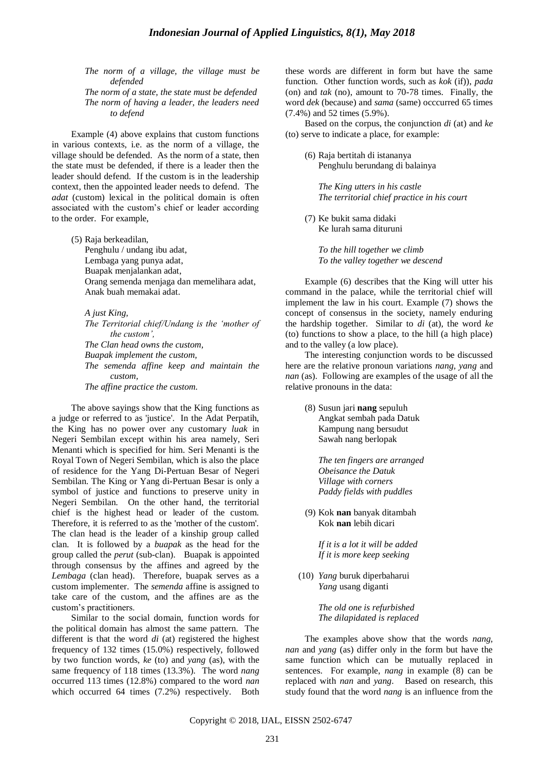*The norm of a village, the village must be defended*
*The norm of a state, the state must be defended*
*The norm of having a leader, the leaders need to defend*

Example (4) above explains that custom functions in various contexts, i.e. as the norm of a village, the village should be defended. As the norm of a state, then the state must be defended, if there is a leader then the leader should defend. If the custom is in the leadership context, then the appointed leader needs to defend. The *adat* (custom) lexical in the political domain is often associated with the custom's chief or leader according to the order. For example,

(5) Raja berkeadilan,
Penghulu / undang ibu adat,
Lembaga yang punya adat,
Buapak menjalankan adat,
Orang semenda menjaga dan memelihara adat,
Anak buah memakai adat.

*A just King,*
*The Territorial chief/Undang is the 'mother of the custom',*
*The Clan head owns the custom,*
*Buapak implement the custom,*
*The semenda affine keep and maintain the custom,*
*The affine practice the custom.*

The above sayings show that the King functions as a judge or referred to as 'justice'. In the Adat Perpatih, the King has no power over any customary *luak* in Negeri Sembilan except within his area namely, Seri Menanti which is specified for him. Seri Menanti is the Royal Town of Negeri Sembilan, which is also the place of residence for the Yang Di-Pertuan Besar of Negeri Sembilan. The King or Yang di-Pertuan Besar is only a symbol of justice and functions to preserve unity in Negeri Sembilan. On the other hand, the territorial chief is the highest head or leader of the custom. Therefore, it is referred to as the 'mother of the custom'. The clan head is the leader of a kinship group called clan. It is followed by a *buapak* as the head for the group called the *perut* (sub-clan). Buapak is appointed through consensus by the affines and agreed by the *Lembaga* (clan head). Therefore, buapak serves as a custom implementer. The *semenda* affine is assigned to take care of the custom, and the affines are as the custom's practitioners.

Similar to the social domain, function words for the political domain has almost the same pattern. The different is that the word *di* (at) registered the highest frequency of 132 times (15.0%) respectively, followed by two function words, *ke* (to) and *yang* (as), with the same frequency of 118 times (13.3%). The word *nang* occurred 113 times (12.8%) compared to the word *nan* which occurred 64 times (7.2%) respectively. Both these words are different in form but have the same function. Other function words, such as *kok* (if)), *pada* (on) and *tak* (no), amount to 70-78 times. Finally, the word *dek* (because) and *sama* (same) occcurred 65 times (7.4%) and 52 times (5.9%).

Based on the corpus, the conjunction *di* (at) and *ke* (to) serve to indicate a place, for example:

(6) Raja bertitah di istananya
Penghulu berundang di balainya

*The King utters in his castle*
*The territorial chief practice in his court*

(7) Ke bukit sama didaki
Ke lurah sama dituruni

*To the hill together we climb*
*To the valley together we descend*

Example (6) describes that the King will utter his command in the palace, while the territorial chief will implement the law in his court. Example (7) shows the concept of consensus in the society, namely enduring the hardship together. Similar to *di* (at), the word *ke* (to) functions to show a place, to the hill (a high place) and to the valley (a low place).

The interesting conjunction words to be discussed here are the relative pronoun variations *nang*, *yang* and *nan* (as). Following are examples of the usage of all the relative pronouns in the data:

(8) Susun jari **nang** sepuluh
Angkat sembah pada Datuk
Kampung nang bersudut
Sawah nang berlopak

*The ten fingers are arranged*
*Obeisance the Datuk*
*Village with corners*
*Paddy fields with puddles*

(9) Kok **nan** banyak ditambah
Kok **nan** lebih dicari

*If it is a lot it will be added*
*If it is more keep seeking*

(10) *Yang* buruk diperbaharui
*Yang* usang diganti

*The old one is refurbished*
*The dilapidated is replaced*

The examples above show that the words *nang*, *nan* and *yang* (as) differ only in the form but have the same function which can be mutually replaced in sentences. For example, *nang* in example (8) can be replaced with *nan* and *yang*. Based on research, this study found that the word *nang* is an influence from the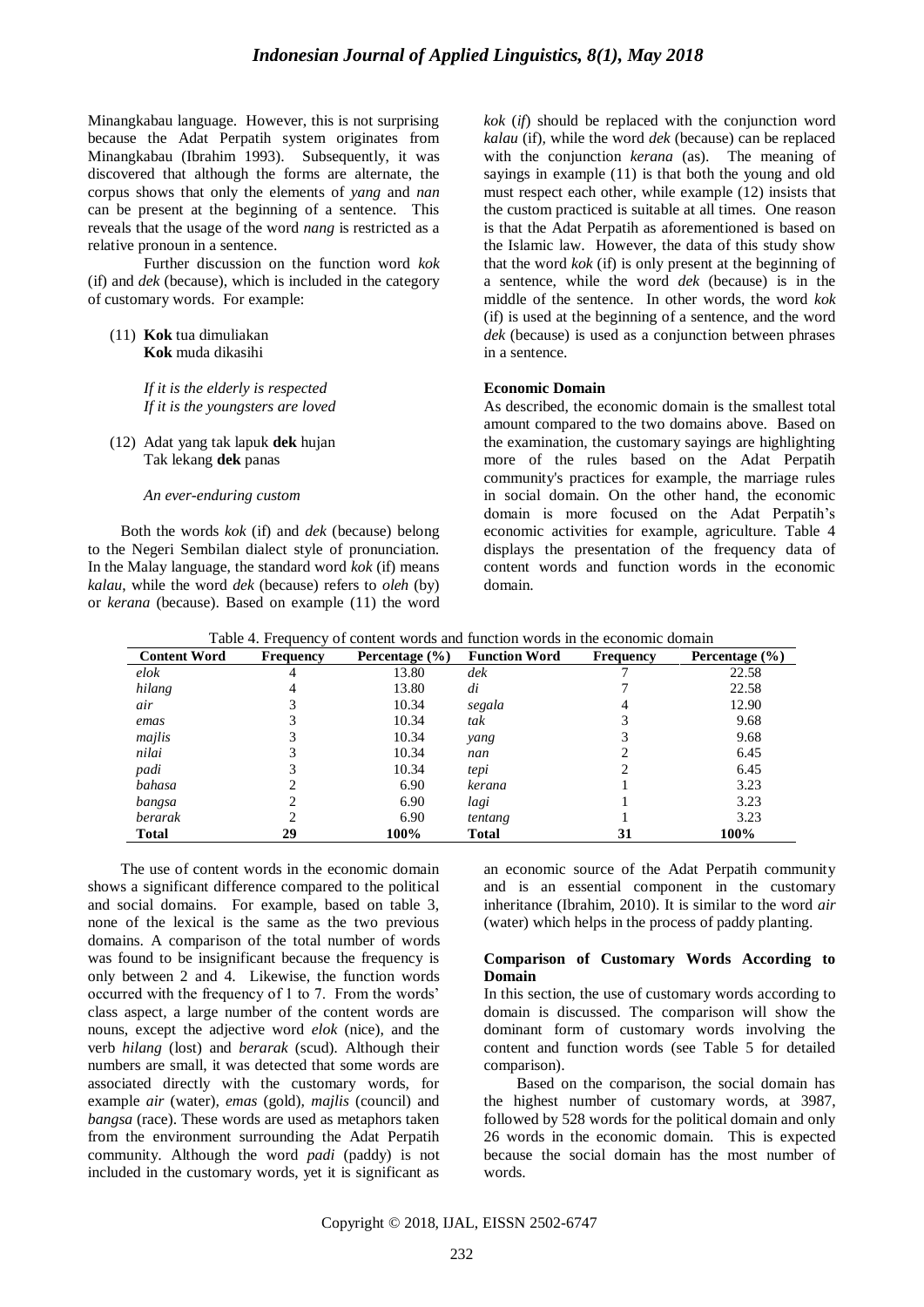Minangkabau language. However, this is not surprising because the Adat Perpatih system originates from Minangkabau (Ibrahim 1993). Subsequently, it was discovered that although the forms are alternate, the corpus shows that only the elements of *yang* and *nan* can be present at the beginning of a sentence. This reveals that the usage of the word *nang* is restricted as a relative pronoun in a sentence.

Further discussion on the function word *kok* (if) and *dek* (because), which is included in the category of customary words. For example:

(11) **Kok** tua dimuliakan  
**Kok** muda dikasihi

*If it is the elderly is respected*  
*If it is the youngsters are loved*

(12) Adat yang tak lapuk **dek** hujan  
Tak lekang **dek** panas

*An ever-enduring custom*

Both the words *kok* (if) and *dek* (because) belong to the Negeri Sembilan dialect style of pronunciation. In the Malay language, the standard word *kok* (if) means *kalau*, while the word *dek* (because) refers to *oleh* (by) or *kerana* (because). Based on example (11) the word *kok* (*if*) should be replaced with the conjunction word *kalau* (if), while the word *dek* (because) can be replaced with the conjunction *kerana* (as). The meaning of sayings in example (11) is that both the young and old must respect each other, while example (12) insists that the custom practiced is suitable at all times. One reason is that the Adat Perpatih as aforementioned is based on the Islamic law. However, the data of this study show that the word *kok* (if) is only present at the beginning of a sentence, while the word *dek* (because) is in the middle of the sentence. In other words, the word *kok* (if) is used at the beginning of a sentence, and the word *dek* (because) is used as a conjunction between phrases in a sentence.

### Economic Domain

As described, the economic domain is the smallest total amount compared to the two domains above. Based on the examination, the customary sayings are highlighting more of the rules based on the Adat Perpatih community's practices for example, the marriage rules in social domain. On the other hand, the economic domain is more focused on the Adat Perpatih's economic activities for example, agriculture. Table 4 displays the presentation of the frequency data of content words and function words in the economic domain.

Table 4. Frequency of content words and function words in the economic domain

| Content Word | Frequency | Percentage (%) | Function Word | Frequency | Percentage (%) |
|---|---|---|---|---|---|
| *elok* | 4 | 13.80 | *dek* | 7 | 22.58 |
| *hilang* | 4 | 13.80 | *di* | 7 | 22.58 |
| *air* | 3 | 10.34 | *segala* | 4 | 12.90 |
| *emas* | 3 | 10.34 | *tak* | 3 | 9.68 |
| *majlis* | 3 | 10.34 | *yang* | 3 | 9.68 |
| *nilai* | 3 | 10.34 | *nan* | 2 | 6.45 |
| *padi* | 3 | 10.34 | *tepi* | 2 | 6.45 |
| *bahasa* | 2 | 6.90 | *kerana* | 1 | 3.23 |
| *bangsa* | 2 | 6.90 | *lagi* | 1 | 3.23 |
| *berarak* | 2 | 6.90 | *tentang* | 1 | 3.23 |
| **Total** | **29** | **100%** | **Total** | **31** | **100%** |

The use of content words in the economic domain shows a significant difference compared to the political and social domains. For example, based on table 3, none of the lexical is the same as the two previous domains. A comparison of the total number of words was found to be insignificant because the frequency is only between 2 and 4. Likewise, the function words occurred with the frequency of 1 to 7. From the words' class aspect, a large number of the content words are nouns, except the adjective word *elok* (nice), and the verb *hilang* (lost) and *berarak* (scud). Although their numbers are small, it was detected that some words are associated directly with the customary words, for example *air* (water), *emas* (gold), *majlis* (council) and *bangsa* (race). These words are used as metaphors taken from the environment surrounding the Adat Perpatih community. Although the word *padi* (paddy) is not included in the customary words, yet it is significant as an economic source of the Adat Perpatih community and is an essential component in the customary inheritance (Ibrahim, 2010). It is similar to the word *air* (water) which helps in the process of paddy planting.

### Comparison of Customary Words According to Domain

In this section, the use of customary words according to domain is discussed. The comparison will show the dominant form of customary words involving the content and function words (see Table 5 for detailed comparison).

Based on the comparison, the social domain has the highest number of customary words, at 3987, followed by 528 words for the political domain and only 26 words in the economic domain. This is expected because the social domain has the most number of words.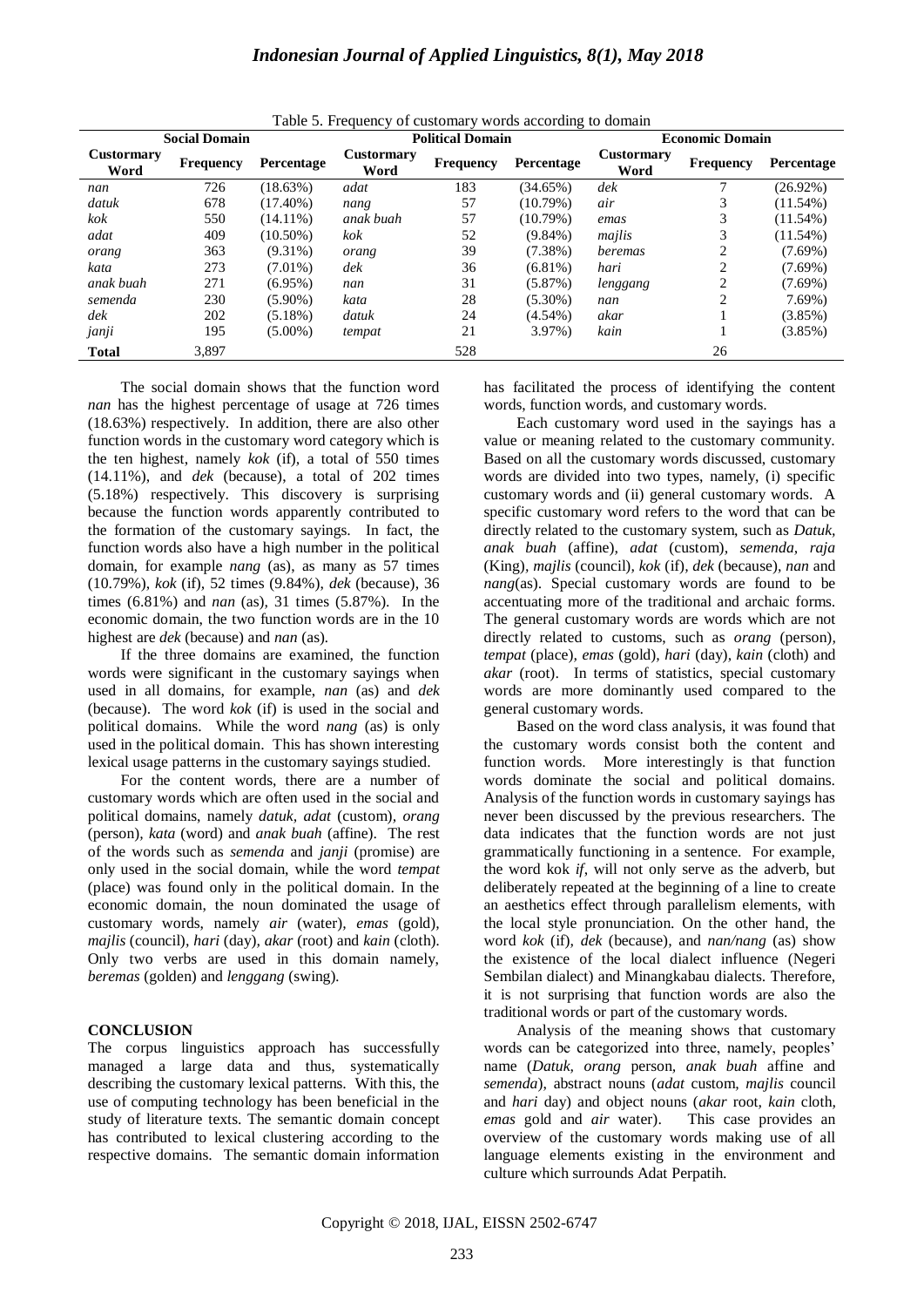Table 5. Frequency of customary words according to domain

| Social Domain | | | Political Domain | | | Economic Domain | | |
|---|---|---|---|---|---|---|---|---|
| **Custormary Word** | **Frequency** | **Percentage** | **Custormary Word** | **Frequency** | **Percentage** | **Custormary Word** | **Frequency** | **Percentage** |
| *nan* | 726 | (18.63%) | *adat* | 183 | (34.65%) | *dek* | 7 | (26.92%) |
| *datuk* | 678 | (17.40%) | *nang* | 57 | (10.79%) | *air* | 3 | (11.54%) |
| *kok* | 550 | (14.11%) | *anak buah* | 57 | (10.79%) | *emas* | 3 | (11.54%) |
| *adat* | 409 | (10.50%) | *kok* | 52 | (9.84%) | *majlis* | 3 | (11.54%) |
| *orang* | 363 | (9.31%) | *orang* | 39 | (7.38%) | *beremas* | 2 | (7.69%) |
| *kata* | 273 | (7.01%) | *dek* | 36 | (6.81%) | *hari* | 2 | (7.69%) |
| *anak buah* | 271 | (6.95%) | *nan* | 31 | (5.87%) | *lenggang* | 2 | (7.69%) |
| *semenda* | 230 | (5.90%) | *kata* | 28 | (5.30%) | *nan* | 2 | 7.69%) |
| *dek* | 202 | (5.18%) | *datuk* | 24 | (4.54%) | *akar* | 1 | (3.85%) |
| *janji* | 195 | (5.00%) | *tempat* | 21 | 3.97%) | *kain* | 1 | (3.85%) |
| **Total** | 3,897 | | | 528 | | | 26 | |

The social domain shows that the function word *nan* has the highest percentage of usage at 726 times (18.63%) respectively. In addition, there are also other function words in the customary word category which is the ten highest, namely *kok* (if), a total of 550 times (14.11%), and *dek* (because), a total of 202 times (5.18%) respectively. This discovery is surprising because the function words apparently contributed to the formation of the customary sayings. In fact, the function words also have a high number in the political domain, for example *nang* (as), as many as 57 times (10.79%), *kok* (if), 52 times (9.84%), *dek* (because), 36 times (6.81%) and *nan* (as), 31 times (5.87%). In the economic domain, the two function words are in the 10 highest are *dek* (because) and *nan* (as).

If the three domains are examined, the function words were significant in the customary sayings when used in all domains, for example, *nan* (as) and *dek* (because). The word *kok* (if) is used in the social and political domains. While the word *nang* (as) is only used in the political domain. This has shown interesting lexical usage patterns in the customary sayings studied.

For the content words, there are a number of customary words which are often used in the social and political domains, namely *datuk, adat* (custom), *orang* (person), *kata* (word) and *anak buah* (affine). The rest of the words such as *semenda* and *janji* (promise) are only used in the social domain, while the word *tempat* (place) was found only in the political domain. In the economic domain, the noun dominated the usage of customary words, namely *air* (water), *emas* (gold), *majlis* (council), *hari* (day), *akar* (root) and *kain* (cloth). Only two verbs are used in this domain namely, *beremas* (golden) and *lenggang* (swing).

## CONCLUSION

The corpus linguistics approach has successfully managed a large data and thus, systematically describing the customary lexical patterns. With this, the use of computing technology has been beneficial in the study of literature texts. The semantic domain concept has contributed to lexical clustering according to the respective domains. The semantic domain information has facilitated the process of identifying the content words, function words, and customary words.

Each customary word used in the sayings has a value or meaning related to the customary community. Based on all the customary words discussed, customary words are divided into two types, namely, (i) specific customary words and (ii) general customary words. A specific customary word refers to the word that can be directly related to the customary system, such as *Datuk, anak buah* (affine), *adat* (custom), *semenda, raja* (King), *majlis* (council), *kok* (if), *dek* (because), *nan* and *nang*(as). Special customary words are found to be accentuating more of the traditional and archaic forms. The general customary words are words which are not directly related to customs, such as *orang* (person), *tempat* (place), *emas* (gold), *hari* (day), *kain* (cloth) and *akar* (root). In terms of statistics, special customary words are more dominantly used compared to the general customary words.

Based on the word class analysis, it was found that the customary words consist both the content and function words. More interestingly is that function words dominate the social and political domains. Analysis of the function words in customary sayings has never been discussed by the previous researchers. The data indicates that the function words are not just grammatically functioning in a sentence. For example, the word kok *if*, will not only serve as the adverb, but deliberately repeated at the beginning of a line to create an aesthetics effect through parallelism elements, with the local style pronunciation. On the other hand, the word *kok* (if), *dek* (because), and *nan/nang* (as) show the existence of the local dialect influence (Negeri Sembilan dialect) and Minangkabau dialects. Therefore, it is not surprising that function words are also the traditional words or part of the customary words.

Analysis of the meaning shows that customary words can be categorized into three, namely, peoples' name (*Datuk, orang* person, *anak buah* affine and *semenda*), abstract nouns (*adat* custom, *majlis* council and *hari* day) and object nouns (*akar* root, *kain* cloth, *emas* gold and *air* water). This case provides an overview of the customary words making use of all language elements existing in the environment and culture which surrounds Adat Perpatih.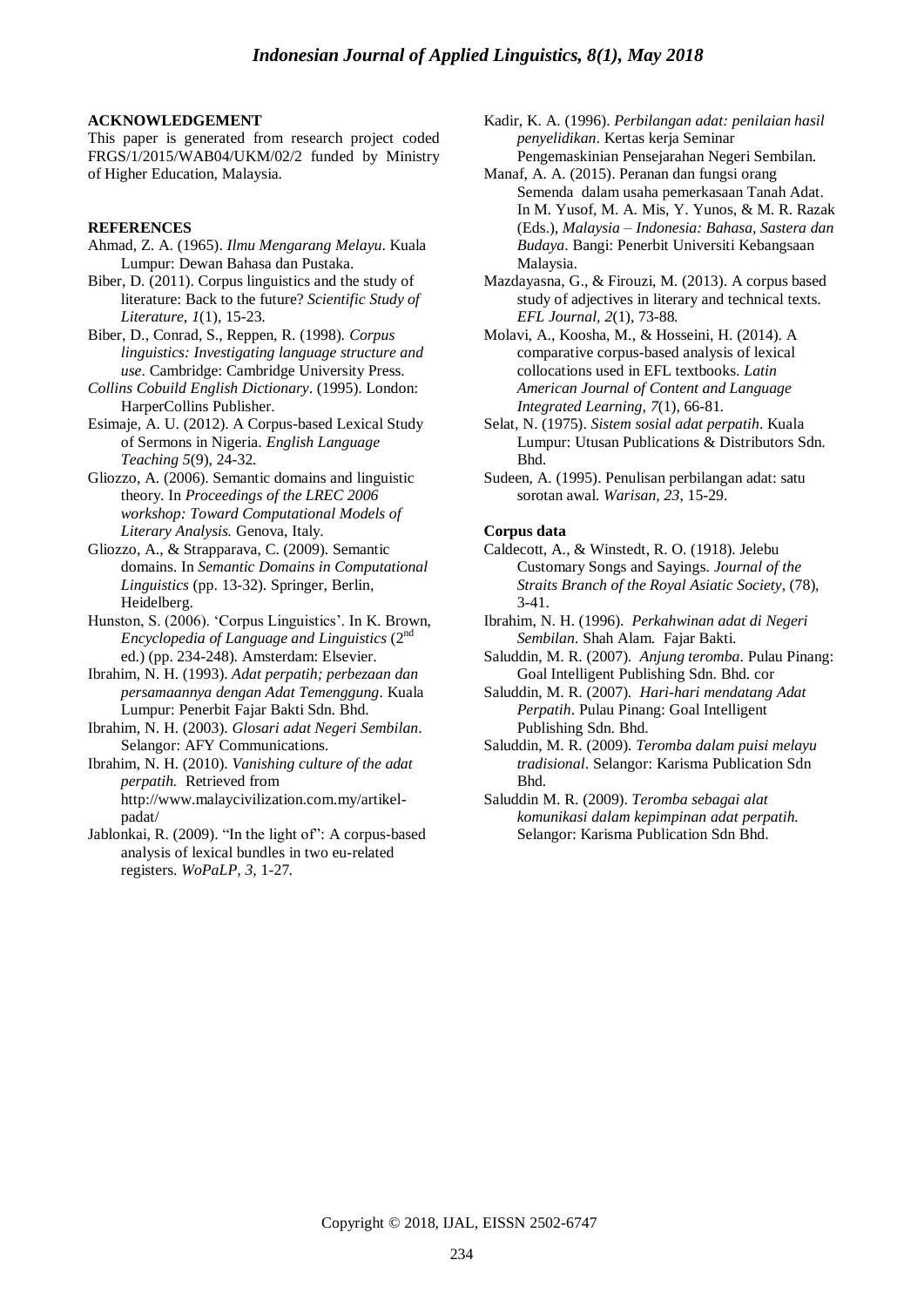## ACKNOWLEDGEMENT

This paper is generated from research project coded FRGS/1/2015/WAB04/UKM/02/2 funded by Ministry of Higher Education, Malaysia.

## REFERENCES

Ahmad, Z. A. (1965). *Ilmu Mengarang Melayu*. Kuala Lumpur: Dewan Bahasa dan Pustaka.

Biber, D. (2011). Corpus linguistics and the study of literature: Back to the future? *Scientific Study of Literature*, *1*(1), 15-23.

Biber, D., Conrad, S., Reppen, R. (1998). *Corpus linguistics: Investigating language structure and use*. Cambridge: Cambridge University Press.

*Collins Cobuild English Dictionary*. (1995). London: HarperCollins Publisher.

Esimaje, A. U. (2012). A Corpus-based Lexical Study of Sermons in Nigeria. *English Language Teaching 5*(9), 24-32.

Gliozzo, A. (2006). Semantic domains and linguistic theory. In *Proceedings of the LREC 2006 workshop: Toward Computational Models of Literary Analysis.* Genova, Italy.

Gliozzo, A., & Strapparava, C. (2009). Semantic domains. In *Semantic Domains in Computational Linguistics* (pp. 13-32). Springer, Berlin, Heidelberg.

Hunston, S. (2006). 'Corpus Linguistics'. In K. Brown, *Encyclopedia of Language and Linguistics* (2nd ed.) (pp. 234-248). Amsterdam: Elsevier.

Ibrahim, N. H. (1993). *Adat perpatih; perbezaan dan persamaannya dengan Adat Temenggung*. Kuala Lumpur: Penerbit Fajar Bakti Sdn. Bhd.

Ibrahim, N. H. (2003). *Glosari adat Negeri Sembilan*. Selangor: AFY Communications.

Ibrahim, N. H. (2010). *Vanishing culture of the adat perpatih.* Retrieved from http://www.malaycivilization.com.my/artikel-padat/

Jablonkai, R. (2009). "In the light of": A corpus-based analysis of lexical bundles in two eu-related registers. *WoPaLP*, *3*, 1-27.

Kadir, K. A. (1996). *Perbilangan adat: penilaian hasil penyelidikan*. Kertas kerja Seminar Pengemaskinian Pensejarahan Negeri Sembilan.

Manaf, A. A. (2015). Peranan dan fungsi orang Semenda dalam usaha pemerkasaan Tanah Adat. In M. Yusof, M. A. Mis, Y. Yunos, & M. R. Razak (Eds.), *Malaysia – Indonesia: Bahasa, Sastera dan Budaya*. Bangi: Penerbit Universiti Kebangsaan Malaysia.

Mazdayasna, G., & Firouzi, M. (2013). A corpus based study of adjectives in literary and technical texts. *EFL Journal, 2*(1), 73-88.

Molavi, A., Koosha, M., & Hosseini, H. (2014). A comparative corpus-based analysis of lexical collocations used in EFL textbooks. *Latin American Journal of Content and Language Integrated Learning, 7*(1), 66-81.

Selat, N. (1975). *Sistem sosial adat perpatih*. Kuala Lumpur: Utusan Publications & Distributors Sdn. Bhd.

Sudeen, A. (1995). Penulisan perbilangan adat: satu sorotan awal. *Warisan, 23*, 15-29.

### Corpus data

Caldecott, A., & Winstedt, R. O. (1918). Jelebu Customary Songs and Sayings. *Journal of the Straits Branch of the Royal Asiatic Society*, (78), 3-41.

Ibrahim, N. H. (1996). *Perkahwinan adat di Negeri Sembilan*. Shah Alam. Fajar Bakti.

Saluddin, M. R. (2007). *Anjung teromba*. Pulau Pinang: Goal Intelligent Publishing Sdn. Bhd. cor

Saluddin, M. R. (2007). *Hari-hari mendatang Adat Perpatih*. Pulau Pinang: Goal Intelligent Publishing Sdn. Bhd.

Saluddin, M. R. (2009). *Teromba dalam puisi melayu tradisional*. Selangor: Karisma Publication Sdn Bhd.

Saluddin M. R. (2009). *Teromba sebagai alat komunikasi dalam kepimpinan adat perpatih.* Selangor: Karisma Publication Sdn Bhd.